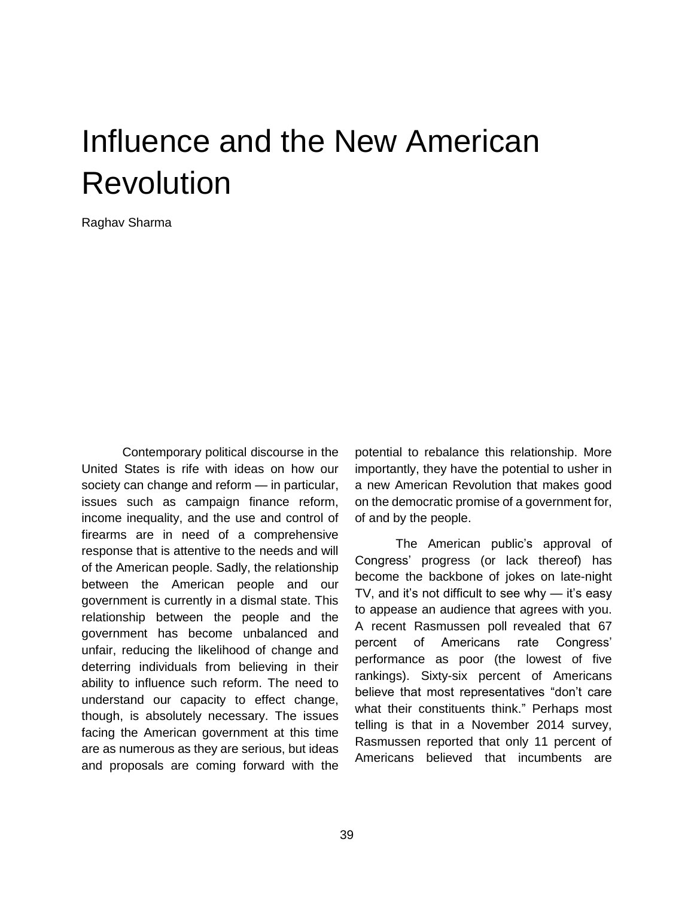# Influence and the New American Revolution

Raghav Sharma

Contemporary political discourse in the United States is rife with ideas on how our society can change and reform — in particular, issues such as campaign finance reform, income inequality, and the use and control of firearms are in need of a comprehensive response that is attentive to the needs and will of the American people. Sadly, the relationship between the American people and our government is currently in a dismal state. This relationship between the people and the government has become unbalanced and unfair, reducing the likelihood of change and deterring individuals from believing in their ability to influence such reform. The need to understand our capacity to effect change, though, is absolutely necessary. The issues facing the American government at this time are as numerous as they are serious, but ideas and proposals are coming forward with the potential to rebalance this relationship. More importantly, they have the potential to usher in a new American Revolution that makes good on the democratic promise of a government for, of and by the people.

The American public's approval of Congress' progress (or lack thereof) has become the backbone of jokes on late-night TV, and it's not difficult to see why — it's easy to appease an audience that agrees with you. A recent Rasmussen poll revealed that 67 percent of Americans rate Congress' performance as poor (the lowest of five rankings). Sixty-six percent of Americans believe that most representatives "don't care what their constituents think." Perhaps most telling is that in a November 2014 survey, Rasmussen reported that only 11 percent of Americans believed that incumbents are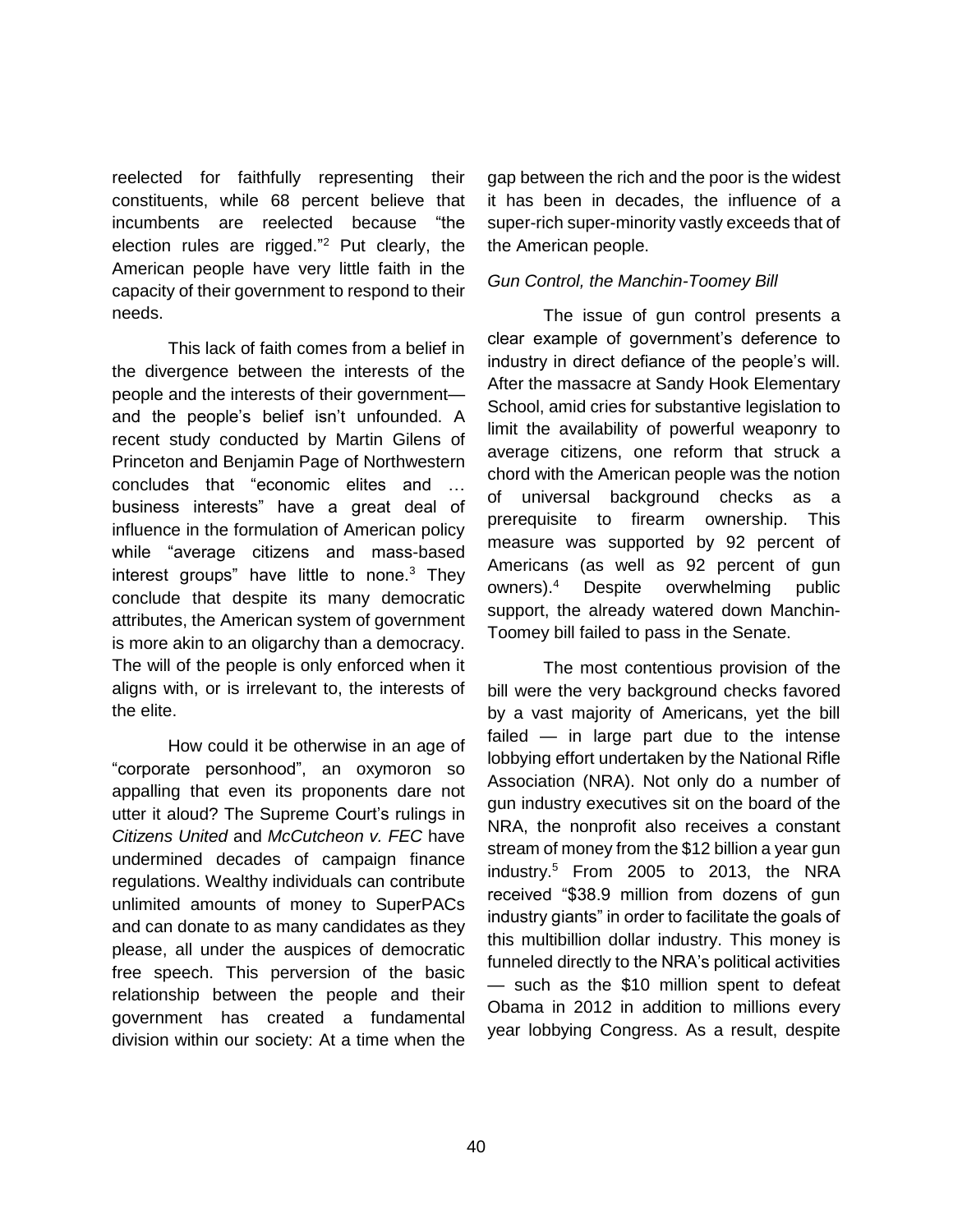reelected for faithfully representing their constituents, while 68 percent believe that incumbents are reelected because "the election rules are rigged."[2] Put clearly, the American people have very little faith in the capacity of their government to respond to their needs.

This lack of faith comes from a belief in the divergence between the interests of the people and the interests of their government—and the people's belief isn't unfounded. A recent study conducted by Martin Gilens of Princeton and Benjamin Page of Northwestern concludes that "economic elites and … business interests" have a great deal of influence in the formulation of American policy while "average citizens and mass-based interest groups" have little to none.[3] They conclude that despite its many democratic attributes, the American system of government is more akin to an oligarchy than a democracy. The will of the people is only enforced when it aligns with, or is irrelevant to, the interests of the elite.

How could it be otherwise in an age of "corporate personhood", an oxymoron so appalling that even its proponents dare not utter it aloud? The Supreme Court's rulings in *Citizens United* and *McCutcheon v. FEC* have undermined decades of campaign finance regulations. Wealthy individuals can contribute unlimited amounts of money to SuperPACs and can donate to as many candidates as they please, all under the auspices of democratic free speech. This perversion of the basic relationship between the people and their government has created a fundamental division within our society: At a time when the gap between the rich and the poor is the widest it has been in decades, the influence of a super-rich super-minority vastly exceeds that of the American people.

*Gun Control, the Manchin-Toomey Bill*

The issue of gun control presents a clear example of government's deference to industry in direct defiance of the people's will. After the massacre at Sandy Hook Elementary School, amid cries for substantive legislation to limit the availability of powerful weaponry to average citizens, one reform that struck a chord with the American people was the notion of universal background checks as a prerequisite to firearm ownership. This measure was supported by 92 percent of Americans (as well as 92 percent of gun owners).[4] Despite overwhelming public support, the already watered down Manchin-Toomey bill failed to pass in the Senate.

The most contentious provision of the bill were the very background checks favored by a vast majority of Americans, yet the bill failed — in large part due to the intense lobbying effort undertaken by the National Rifle Association (NRA). Not only do a number of gun industry executives sit on the board of the NRA, the nonprofit also receives a constant stream of money from the $12 billion a year gun industry.[5] From 2005 to 2013, the NRA received "$38.9 million from dozens of gun industry giants" in order to facilitate the goals of this multibillion dollar industry. This money is funneled directly to the NRA's political activities — such as the $10 million spent to defeat Obama in 2012 in addition to millions every year lobbying Congress. As a result, despite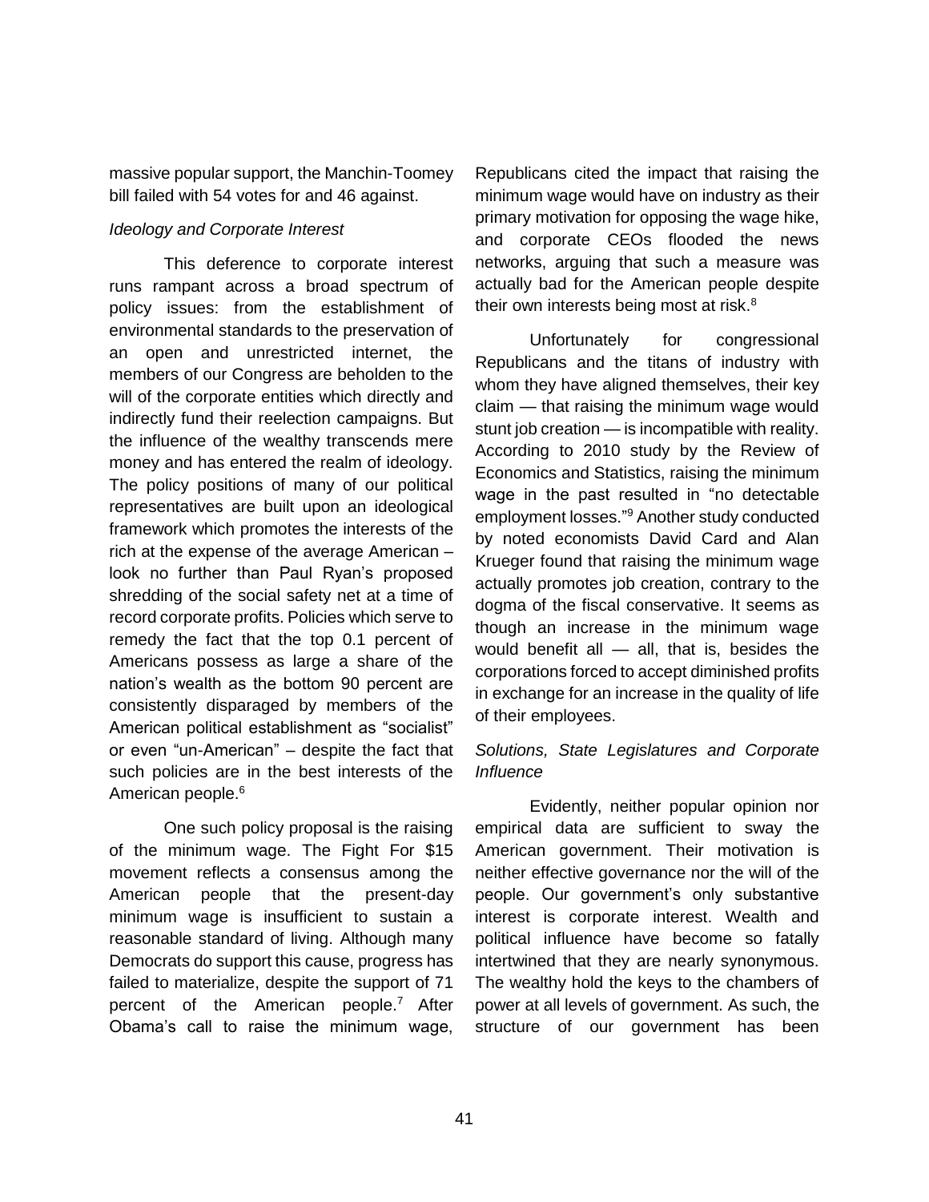massive popular support, the Manchin-Toomey bill failed with 54 votes for and 46 against.

*Ideology and Corporate Interest*

This deference to corporate interest runs rampant across a broad spectrum of policy issues: from the establishment of environmental standards to the preservation of an open and unrestricted internet, the members of our Congress are beholden to the will of the corporate entities which directly and indirectly fund their reelection campaigns. But the influence of the wealthy transcends mere money and has entered the realm of ideology. The policy positions of many of our political representatives are built upon an ideological framework which promotes the interests of the rich at the expense of the average American – look no further than Paul Ryan's proposed shredding of the social safety net at a time of record corporate profits. Policies which serve to remedy the fact that the top 0.1 percent of Americans possess as large a share of the nation's wealth as the bottom 90 percent are consistently disparaged by members of the American political establishment as "socialist" or even "un-American" – despite the fact that such policies are in the best interests of the American people.[6]

One such policy proposal is the raising of the minimum wage. The Fight For $15 movement reflects a consensus among the American people that the present-day minimum wage is insufficient to sustain a reasonable standard of living. Although many Democrats do support this cause, progress has failed to materialize, despite the support of 71 percent of the American people.[7] After Obama's call to raise the minimum wage, Republicans cited the impact that raising the minimum wage would have on industry as their primary motivation for opposing the wage hike, and corporate CEOs flooded the news networks, arguing that such a measure was actually bad for the American people despite their own interests being most at risk.[8]

Unfortunately for congressional Republicans and the titans of industry with whom they have aligned themselves, their key claim — that raising the minimum wage would stunt job creation — is incompatible with reality. According to 2010 study by the Review of Economics and Statistics, raising the minimum wage in the past resulted in "no detectable employment losses."[9] Another study conducted by noted economists David Card and Alan Krueger found that raising the minimum wage actually promotes job creation, contrary to the dogma of the fiscal conservative. It seems as though an increase in the minimum wage would benefit all — all, that is, besides the corporations forced to accept diminished profits in exchange for an increase in the quality of life of their employees.

*Solutions, State Legislatures and Corporate Influence*

Evidently, neither popular opinion nor empirical data are sufficient to sway the American government. Their motivation is neither effective governance nor the will of the people. Our government's only substantive interest is corporate interest. Wealth and political influence have become so fatally intertwined that they are nearly synonymous. The wealthy hold the keys to the chambers of power at all levels of government. As such, the structure of our government has been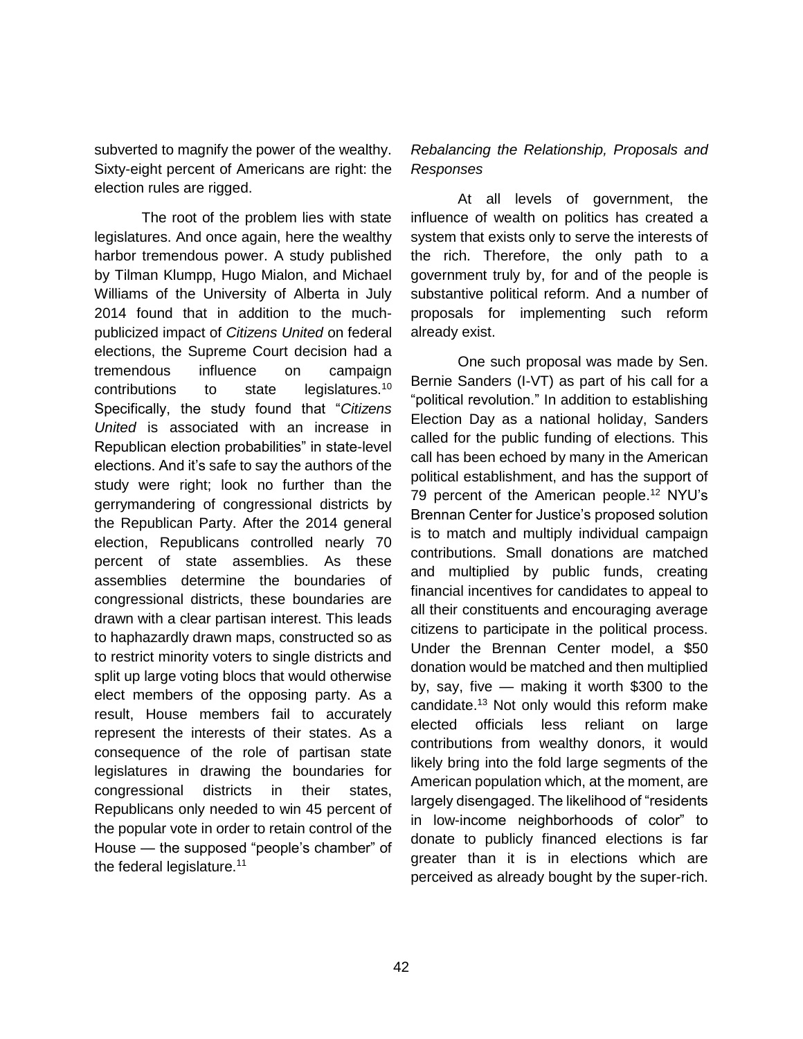subverted to magnify the power of the wealthy. Sixty-eight percent of Americans are right: the election rules are rigged.

The root of the problem lies with state legislatures. And once again, here the wealthy harbor tremendous power. A study published by Tilman Klumpp, Hugo Mialon, and Michael Williams of the University of Alberta in July 2014 found that in addition to the much-publicized impact of *Citizens United* on federal elections, the Supreme Court decision had a tremendous influence on campaign contributions to state legislatures.[10] Specifically, the study found that "*Citizens United* is associated with an increase in Republican election probabilities" in state-level elections. And it's safe to say the authors of the study were right; look no further than the gerrymandering of congressional districts by the Republican Party. After the 2014 general election, Republicans controlled nearly 70 percent of state assemblies. As these assemblies determine the boundaries of congressional districts, these boundaries are drawn with a clear partisan interest. This leads to haphazardly drawn maps, constructed so as to restrict minority voters to single districts and split up large voting blocs that would otherwise elect members of the opposing party. As a result, House members fail to accurately represent the interests of their states. As a consequence of the role of partisan state legislatures in drawing the boundaries for congressional districts in their states, Republicans only needed to win 45 percent of the popular vote in order to retain control of the House — the supposed "people's chamber" of the federal legislature.[11]

*Rebalancing the Relationship, Proposals and Responses*

At all levels of government, the influence of wealth on politics has created a system that exists only to serve the interests of the rich. Therefore, the only path to a government truly by, for and of the people is substantive political reform. And a number of proposals for implementing such reform already exist.

One such proposal was made by Sen. Bernie Sanders (I-VT) as part of his call for a "political revolution." In addition to establishing Election Day as a national holiday, Sanders called for the public funding of elections. This call has been echoed by many in the American political establishment, and has the support of 79 percent of the American people.[12] NYU's Brennan Center for Justice's proposed solution is to match and multiply individual campaign contributions. Small donations are matched and multiplied by public funds, creating financial incentives for candidates to appeal to all their constituents and encouraging average citizens to participate in the political process. Under the Brennan Center model, a $50 donation would be matched and then multiplied by, say, five — making it worth $300 to the candidate.[13] Not only would this reform make elected officials less reliant on large contributions from wealthy donors, it would likely bring into the fold large segments of the American population which, at the moment, are largely disengaged. The likelihood of "residents in low-income neighborhoods of color" to donate to publicly financed elections is far greater than it is in elections which are perceived as already bought by the super-rich.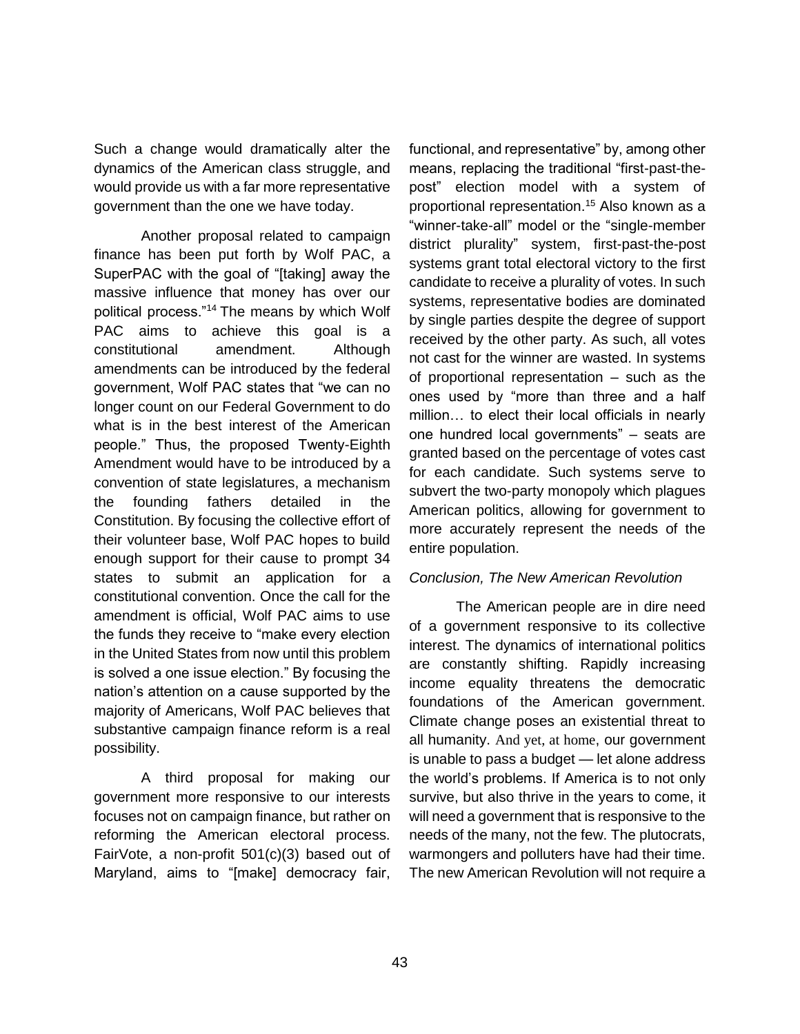Such a change would dramatically alter the dynamics of the American class struggle, and would provide us with a far more representative government than the one we have today.

Another proposal related to campaign finance has been put forth by Wolf PAC, a SuperPAC with the goal of "[taking] away the massive influence that money has over our political process."[14] The means by which Wolf PAC aims to achieve this goal is a constitutional amendment. Although amendments can be introduced by the federal government, Wolf PAC states that "we can no longer count on our Federal Government to do what is in the best interest of the American people." Thus, the proposed Twenty-Eighth Amendment would have to be introduced by a convention of state legislatures, a mechanism the founding fathers detailed in the Constitution. By focusing the collective effort of their volunteer base, Wolf PAC hopes to build enough support for their cause to prompt 34 states to submit an application for a constitutional convention. Once the call for the amendment is official, Wolf PAC aims to use the funds they receive to "make every election in the United States from now until this problem is solved a one issue election." By focusing the nation's attention on a cause supported by the majority of Americans, Wolf PAC believes that substantive campaign finance reform is a real possibility.

A third proposal for making our government more responsive to our interests focuses not on campaign finance, but rather on reforming the American electoral process. FairVote, a non-profit 501(c)(3) based out of Maryland, aims to "[make] democracy fair, functional, and representative" by, among other means, replacing the traditional "first-past-the-post" election model with a system of proportional representation.[15] Also known as a "winner-take-all" model or the "single-member district plurality" system, first-past-the-post systems grant total electoral victory to the first candidate to receive a plurality of votes. In such systems, representative bodies are dominated by single parties despite the degree of support received by the other party. As such, all votes not cast for the winner are wasted. In systems of proportional representation – such as the ones used by "more than three and a half million… to elect their local officials in nearly one hundred local governments" – seats are granted based on the percentage of votes cast for each candidate. Such systems serve to subvert the two-party monopoly which plagues American politics, allowing for government to more accurately represent the needs of the entire population.

*Conclusion, The New American Revolution*

The American people are in dire need of a government responsive to its collective interest. The dynamics of international politics are constantly shifting. Rapidly increasing income equality threatens the democratic foundations of the American government. Climate change poses an existential threat to all humanity. And yet, at home, our government is unable to pass a budget — let alone address the world's problems. If America is to not only survive, but also thrive in the years to come, it will need a government that is responsive to the needs of the many, not the few. The plutocrats, warmongers and polluters have had their time. The new American Revolution will not require a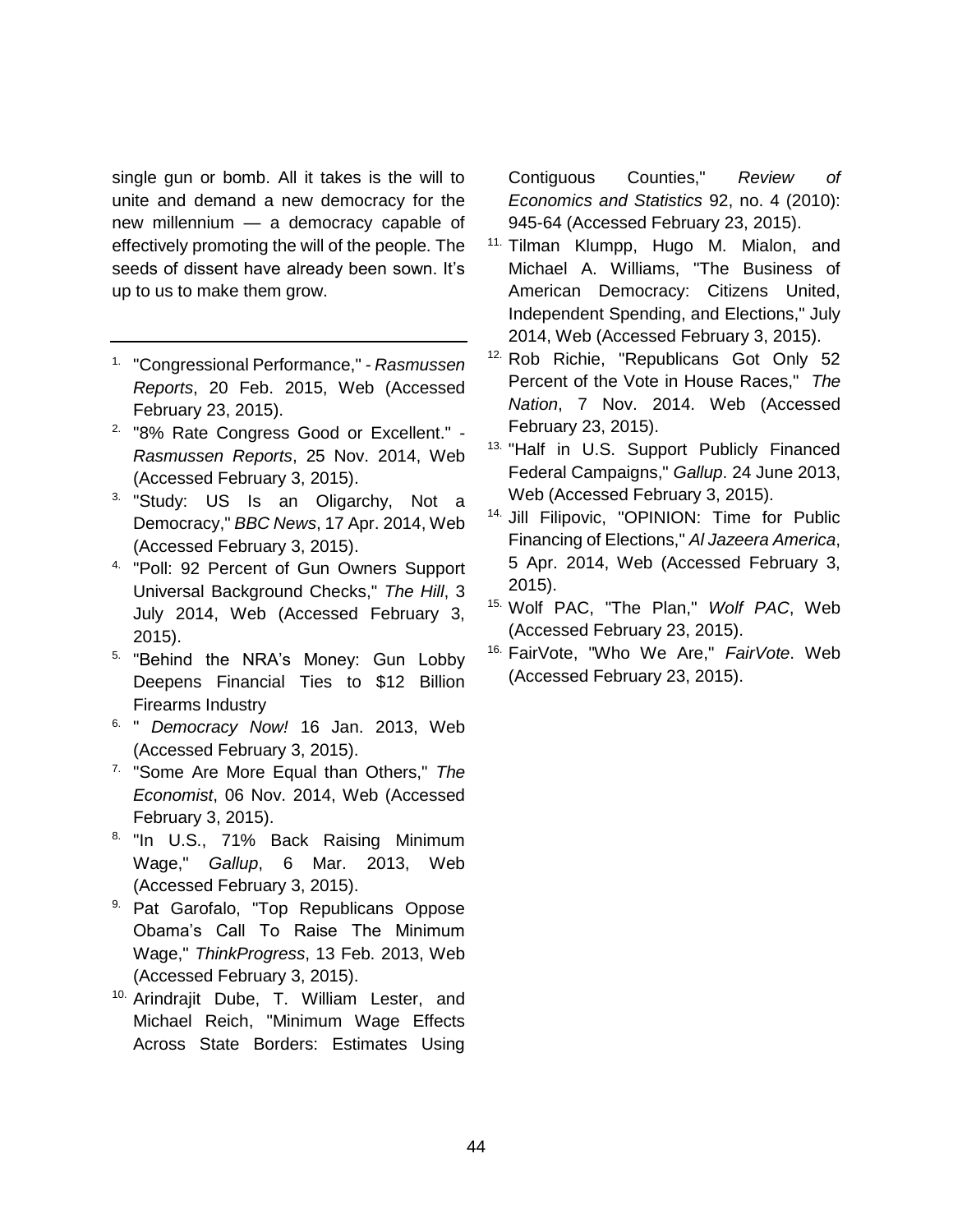single gun or bomb. All it takes is the will to unite and demand a new democracy for the new millennium — a democracy capable of effectively promoting the will of the people. The seeds of dissent have already been sown. It's up to us to make them grow.

---

1. "Congressional Performance," - *Rasmussen Reports*, 20 Feb. 2015, Web (Accessed February 23, 2015).
2. "8% Rate Congress Good or Excellent." - *Rasmussen Reports*, 25 Nov. 2014, Web (Accessed February 3, 2015).
3. "Study: US Is an Oligarchy, Not a Democracy," *BBC News*, 17 Apr. 2014, Web (Accessed February 3, 2015).
4. "Poll: 92 Percent of Gun Owners Support Universal Background Checks," *The Hill*, 3 July 2014, Web (Accessed February 3, 2015).
5. "Behind the NRA's Money: Gun Lobby Deepens Financial Ties to $12 Billion Firearms Industry
6. " *Democracy Now!* 16 Jan. 2013, Web (Accessed February 3, 2015).
7. "Some Are More Equal than Others," *The Economist*, 06 Nov. 2014, Web (Accessed February 3, 2015).
8. "In U.S., 71% Back Raising Minimum Wage," *Gallup*, 6 Mar. 2013, Web (Accessed February 3, 2015).
9. Pat Garofalo, "Top Republicans Oppose Obama's Call To Raise The Minimum Wage," *ThinkProgress*, 13 Feb. 2013, Web (Accessed February 3, 2015).
10. Arindrajit Dube, T. William Lester, and Michael Reich, "Minimum Wage Effects Across State Borders: Estimates Using Contiguous Counties," *Review of Economics and Statistics* 92, no. 4 (2010): 945-64 (Accessed February 23, 2015).
11. Tilman Klumpp, Hugo M. Mialon, and Michael A. Williams, "The Business of American Democracy: Citizens United, Independent Spending, and Elections," July 2014, Web (Accessed February 3, 2015).
12. Rob Richie, "Republicans Got Only 52 Percent of the Vote in House Races," *The Nation*, 7 Nov. 2014. Web (Accessed February 23, 2015).
13. "Half in U.S. Support Publicly Financed Federal Campaigns," *Gallup*. 24 June 2013, Web (Accessed February 3, 2015).
14. Jill Filipovic, "OPINION: Time for Public Financing of Elections," *Al Jazeera America*, 5 Apr. 2014, Web (Accessed February 3, 2015).
15. Wolf PAC, "The Plan," *Wolf PAC*, Web (Accessed February 23, 2015).
16. FairVote, "Who We Are," *FairVote*. Web (Accessed February 23, 2015).